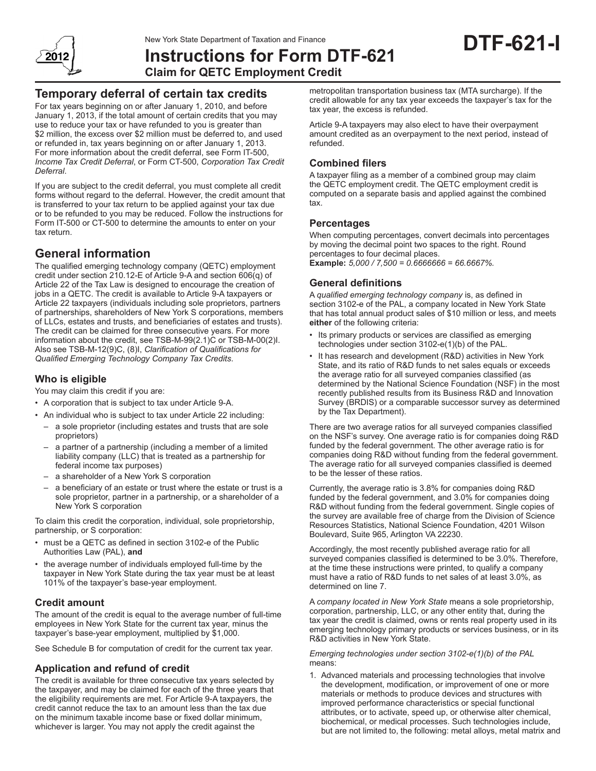New York State Department of Taxation and Finance

# Instructions for Form DTF-621

**Claim for QETC Employment Credit**

**DTF-621-I**

2012

## Temporary deferral of certain tax credits

For tax years beginning on or after January 1, 2010, and before January 1, 2013, if the total amount of certain credits that you may use to reduce your tax or have refunded to you is greater than $2 million, the excess over $2 million must be deferred to, and used or refunded in, tax years beginning on or after January 1, 2013. For more information about the credit deferral, see Form IT-500, *Income Tax Credit Deferral*, or Form CT-500, *Corporation Tax Credit Deferral*.

If you are subject to the credit deferral, you must complete all credit forms without regard to the deferral. However, the credit amount that is transferred to your tax return to be applied against your tax due or to be refunded to you may be reduced. Follow the instructions for Form IT-500 or CT-500 to determine the amounts to enter on your tax return.

## General information

The qualified emerging technology company (QETC) employment credit under section 210.12-E of Article 9-A and section 606(q) of Article 22 of the Tax Law is designed to encourage the creation of jobs in a QETC. The credit is available to Article 9-A taxpayers or Article 22 taxpayers (individuals including sole proprietors, partners of partnerships, shareholders of New York S corporations, members of LLCs, estates and trusts, and beneficiaries of estates and trusts). The credit can be claimed for three consecutive years. For more information about the credit, see TSB-M-99(2.1)C or TSB-M-00(2)I. Also see TSB-M-12(9)C, (8)I, *Clarification of Qualifications for Qualified Emerging Technology Company Tax Credits*.

### Who is eligible

You may claim this credit if you are:

- A corporation that is subject to tax under Article 9-A.
- An individual who is subject to tax under Article 22 including:
  - a sole proprietor (including estates and trusts that are sole proprietors)
  - a partner of a partnership (including a member of a limited liability company (LLC) that is treated as a partnership for federal income tax purposes)
  - a shareholder of a New York S corporation
  - a beneficiary of an estate or trust where the estate or trust is a sole proprietor, partner in a partnership, or a shareholder of a New York S corporation

To claim this credit the corporation, individual, sole proprietorship, partnership, or S corporation:

- must be a QETC as defined in section 3102-e of the Public Authorities Law (PAL), **and**
- the average number of individuals employed full-time by the taxpayer in New York State during the tax year must be at least 101% of the taxpayer's base-year employment.

### Credit amount

The amount of the credit is equal to the average number of full-time employees in New York State for the current tax year, minus the taxpayer's base-year employment, multiplied by $1,000.

See Schedule B for computation of credit for the current tax year.

### Application and refund of credit

The credit is available for three consecutive tax years selected by the taxpayer, and may be claimed for each of the three years that the eligibility requirements are met. For Article 9-A taxpayers, the credit cannot reduce the tax to an amount less than the tax due on the minimum taxable income base or fixed dollar minimum, whichever is larger. You may not apply the credit against the metropolitan transportation business tax (MTA surcharge). If the credit allowable for any tax year exceeds the taxpayer's tax for the tax year, the excess is refunded.

Article 9-A taxpayers may also elect to have their overpayment amount credited as an overpayment to the next period, instead of refunded.

### Combined filers

A taxpayer filing as a member of a combined group may claim the QETC employment credit. The QETC employment credit is computed on a separate basis and applied against the combined tax.

### Percentages

When computing percentages, convert decimals into percentages by moving the decimal point two spaces to the right. Round percentages to four decimal places.

**Example:** *5,000 / 7,500 = 0.6666666 = 66.6667%.*

### General definitions

A *qualified emerging technology company* is, as defined in section 3102-e of the PAL, a company located in New York State that has total annual product sales of $10 million or less, and meets **either** of the following criteria:

- Its primary products or services are classified as emerging technologies under section 3102-e(1)(b) of the PAL.
- It has research and development (R&D) activities in New York State, and its ratio of R&D funds to net sales equals or exceeds the average ratio for all surveyed companies classified (as determined by the National Science Foundation (NSF) in the most recently published results from its Business R&D and Innovation Survey (BRDIS) or a comparable successor survey as determined by the Tax Department).

There are two average ratios for all surveyed companies classified on the NSF's survey. One average ratio is for companies doing R&D funded by the federal government. The other average ratio is for companies doing R&D without funding from the federal government. The average ratio for all surveyed companies classified is deemed to be the lesser of these ratios.

Currently, the average ratio is 3.8% for companies doing R&D funded by the federal government, and 3.0% for companies doing R&D without funding from the federal government. Single copies of the survey are available free of charge from the Division of Science Resources Statistics, National Science Foundation, 4201 Wilson Boulevard, Suite 965, Arlington VA 22230.

Accordingly, the most recently published average ratio for all surveyed companies classified is determined to be 3.0%. Therefore, at the time these instructions were printed, to qualify a company must have a ratio of R&D funds to net sales of at least 3.0%, as determined on line 7.

A *company located in New York State* means a sole proprietorship, corporation, partnership, LLC, or any other entity that, during the tax year the credit is claimed, owns or rents real property used in its emerging technology primary products or services business, or in its R&D activities in New York State.

*Emerging technologies under section 3102-e(1)(b) of the PAL* means:

1. Advanced materials and processing technologies that involve the development, modification, or improvement of one or more materials or methods to produce devices and structures with improved performance characteristics or special functional attributes, or to activate, speed up, or otherwise alter chemical, biochemical, or medical processes. Such technologies include, but are not limited to, the following: metal alloys, metal matrix and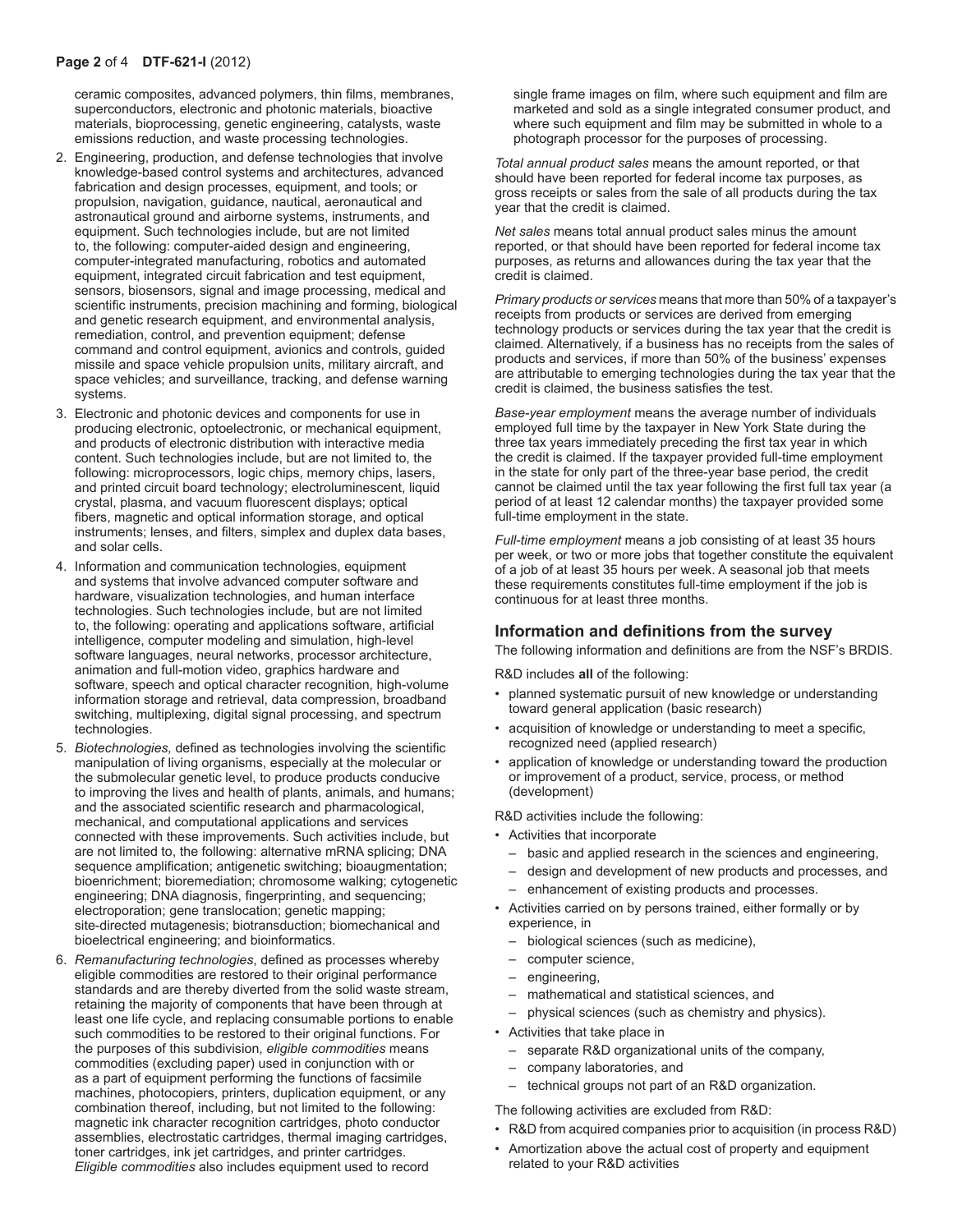ceramic composites, advanced polymers, thin films, membranes, superconductors, electronic and photonic materials, bioactive materials, bioprocessing, genetic engineering, catalysts, waste emissions reduction, and waste processing technologies.

2. Engineering, production, and defense technologies that involve knowledge-based control systems and architectures, advanced fabrication and design processes, equipment, and tools; or propulsion, navigation, guidance, nautical, aeronautical and astronautical ground and airborne systems, instruments, and equipment. Such technologies include, but are not limited to, the following: computer-aided design and engineering, computer-integrated manufacturing, robotics and automated equipment, integrated circuit fabrication and test equipment, sensors, biosensors, signal and image processing, medical and scientific instruments, precision machining and forming, biological and genetic research equipment, and environmental analysis, remediation, control, and prevention equipment; defense command and control equipment, avionics and controls, guided missile and space vehicle propulsion units, military aircraft, and space vehicles; and surveillance, tracking, and defense warning systems.
3. Electronic and photonic devices and components for use in producing electronic, optoelectronic, or mechanical equipment, and products of electronic distribution with interactive media content. Such technologies include, but are not limited to, the following: microprocessors, logic chips, memory chips, lasers, and printed circuit board technology; electroluminescent, liquid crystal, plasma, and vacuum fluorescent displays; optical fibers, magnetic and optical information storage, and optical instruments; lenses, and filters, simplex and duplex data bases, and solar cells.
4. Information and communication technologies, equipment and systems that involve advanced computer software and hardware, visualization technologies, and human interface technologies. Such technologies include, but are not limited to, the following: operating and applications software, artificial intelligence, computer modeling and simulation, high-level software languages, neural networks, processor architecture, animation and full-motion video, graphics hardware and software, speech and optical character recognition, high-volume information storage and retrieval, data compression, broadband switching, multiplexing, digital signal processing, and spectrum technologies.
5. *Biotechnologies,* defined as technologies involving the scientific manipulation of living organisms, especially at the molecular or the submolecular genetic level, to produce products conducive to improving the lives and health of plants, animals, and humans; and the associated scientific research and pharmacological, mechanical, and computational applications and services connected with these improvements. Such activities include, but are not limited to, the following: alternative mRNA splicing; DNA sequence amplification; antigenetic switching; bioaugmentation; bioenrichment; bioremediation; chromosome walking; cytogenetic engineering; DNA diagnosis, fingerprinting, and sequencing; electroporation; gene translocation; genetic mapping; site-directed mutagenesis; biotransduction; biomechanical and bioelectrical engineering; and bioinformatics.
6. *Remanufacturing technologies*, defined as processes whereby eligible commodities are restored to their original performance standards and are thereby diverted from the solid waste stream, retaining the majority of components that have been through at least one life cycle, and replacing consumable portions to enable such commodities to be restored to their original functions. For the purposes of this subdivision, *eligible commodities* means commodities (excluding paper) used in conjunction with or as a part of equipment performing the functions of facsimile machines, photocopiers, printers, duplication equipment, or any combination thereof, including, but not limited to the following: magnetic ink character recognition cartridges, photo conductor assemblies, electrostatic cartridges, thermal imaging cartridges, toner cartridges, ink jet cartridges, and printer cartridges. *Eligible commodities* also includes equipment used to record single frame images on film, where such equipment and film are marketed and sold as a single integrated consumer product, and where such equipment and film may be submitted in whole to a photograph processor for the purposes of processing.

*Total annual product sales* means the amount reported, or that should have been reported for federal income tax purposes, as gross receipts or sales from the sale of all products during the tax year that the credit is claimed.

*Net sales* means total annual product sales minus the amount reported, or that should have been reported for federal income tax purposes, as returns and allowances during the tax year that the credit is claimed.

*Primary products or services* means that more than 50% of a taxpayer's receipts from products or services are derived from emerging technology products or services during the tax year that the credit is claimed. Alternatively, if a business has no receipts from the sales of products and services, if more than 50% of the business' expenses are attributable to emerging technologies during the tax year that the credit is claimed, the business satisfies the test.

*Base-year employment* means the average number of individuals employed full time by the taxpayer in New York State during the three tax years immediately preceding the first tax year in which the credit is claimed. If the taxpayer provided full-time employment in the state for only part of the three-year base period, the credit cannot be claimed until the tax year following the first full tax year (a period of at least 12 calendar months) the taxpayer provided some full-time employment in the state.

*Full-time employment* means a job consisting of at least 35 hours per week, or two or more jobs that together constitute the equivalent of a job of at least 35 hours per week. A seasonal job that meets these requirements constitutes full-time employment if the job is continuous for at least three months.

## Information and definitions from the survey

The following information and definitions are from the NSF's BRDIS.

R&D includes **all** of the following:

- planned systematic pursuit of new knowledge or understanding toward general application (basic research)
- acquisition of knowledge or understanding to meet a specific, recognized need (applied research)
- application of knowledge or understanding toward the production or improvement of a product, service, process, or method (development)

R&D activities include the following:

- Activities that incorporate
  - basic and applied research in the sciences and engineering,
  - design and development of new products and processes, and
  - enhancement of existing products and processes.
- Activities carried on by persons trained, either formally or by experience, in
  - biological sciences (such as medicine),
  - computer science,
  - engineering,
  - mathematical and statistical sciences, and
  - physical sciences (such as chemistry and physics).
- Activities that take place in
  - separate R&D organizational units of the company,
  - company laboratories, and
  - technical groups not part of an R&D organization.

The following activities are excluded from R&D:

- R&D from acquired companies prior to acquisition (in process R&D)
- Amortization above the actual cost of property and equipment related to your R&D activities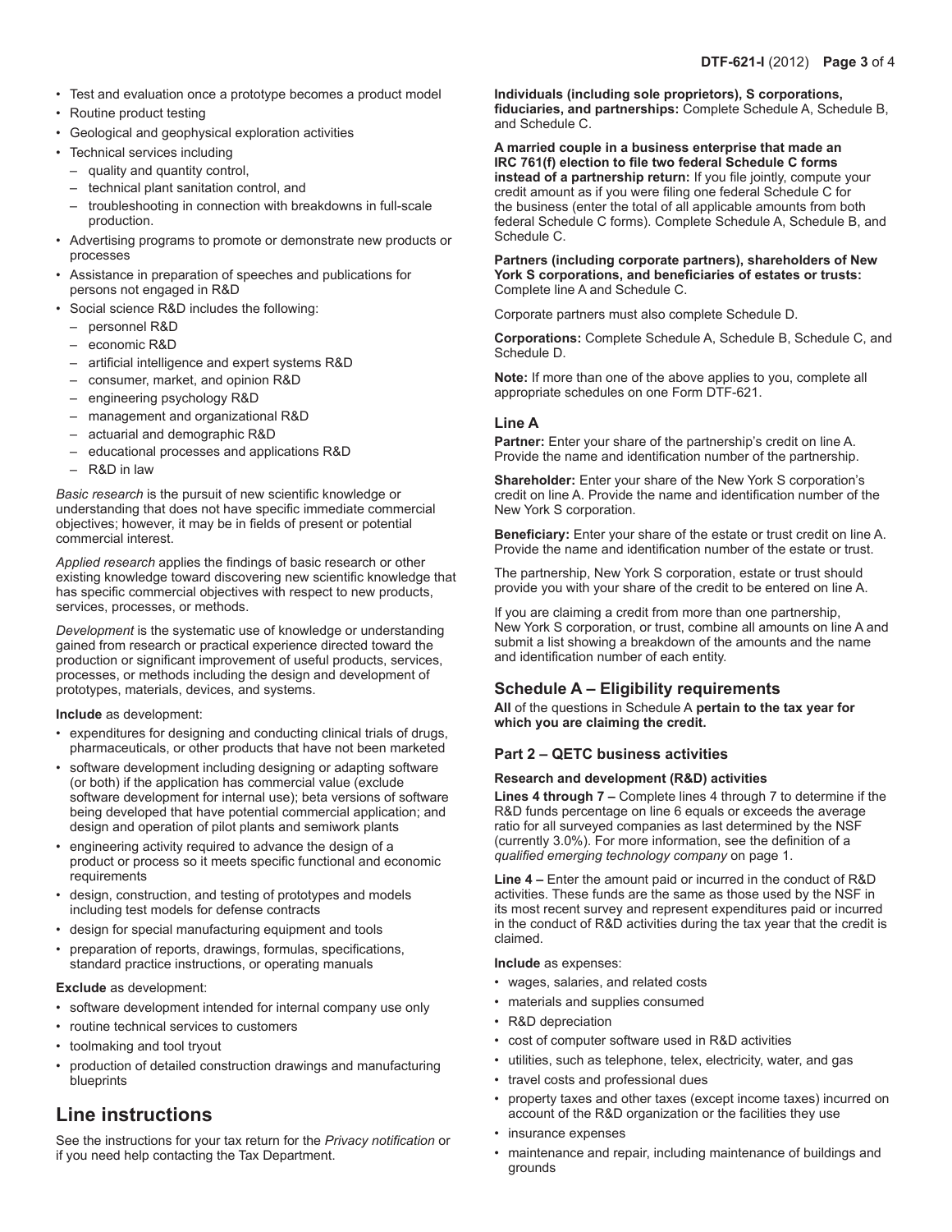- Test and evaluation once a prototype becomes a product model
- Routine product testing
- Geological and geophysical exploration activities
- Technical services including
  - quality and quantity control,
  - technical plant sanitation control, and
  - troubleshooting in connection with breakdowns in full-scale production.
- Advertising programs to promote or demonstrate new products or processes
- Assistance in preparation of speeches and publications for persons not engaged in R&D
- Social science R&D includes the following:
  - personnel R&D
  - economic R&D
  - artificial intelligence and expert systems R&D
  - consumer, market, and opinion R&D
  - engineering psychology R&D
  - management and organizational R&D
  - actuarial and demographic R&D
  - educational processes and applications R&D
  - R&D in law

*Basic research* is the pursuit of new scientific knowledge or understanding that does not have specific immediate commercial objectives; however, it may be in fields of present or potential commercial interest.

*Applied research* applies the findings of basic research or other existing knowledge toward discovering new scientific knowledge that has specific commercial objectives with respect to new products, services, processes, or methods.

*Development* is the systematic use of knowledge or understanding gained from research or practical experience directed toward the production or significant improvement of useful products, services, processes, or methods including the design and development of prototypes, materials, devices, and systems.

**Include** as development:

- expenditures for designing and conducting clinical trials of drugs, pharmaceuticals, or other products that have not been marketed
- software development including designing or adapting software (or both) if the application has commercial value (exclude software development for internal use); beta versions of software being developed that have potential commercial application; and design and operation of pilot plants and semiwork plants
- engineering activity required to advance the design of a product or process so it meets specific functional and economic requirements
- design, construction, and testing of prototypes and models including test models for defense contracts
- design for special manufacturing equipment and tools
- preparation of reports, drawings, formulas, specifications, standard practice instructions, or operating manuals

**Exclude** as development:

- software development intended for internal company use only
- routine technical services to customers
- toolmaking and tool tryout
- production of detailed construction drawings and manufacturing blueprints

# Line instructions

See the instructions for your tax return for the *Privacy notification* or if you need help contacting the Tax Department.

**Individuals (including sole proprietors), S corporations, fiduciaries, and partnerships:** Complete Schedule A, Schedule B, and Schedule C.

**A married couple in a business enterprise that made an IRC 761(f) election to file two federal Schedule C forms instead of a partnership return:** If you file jointly, compute your credit amount as if you were filing one federal Schedule C for the business (enter the total of all applicable amounts from both federal Schedule C forms). Complete Schedule A, Schedule B, and Schedule C.

**Partners (including corporate partners), shareholders of New York S corporations, and beneficiaries of estates or trusts:** Complete line A and Schedule C.

Corporate partners must also complete Schedule D.

**Corporations:** Complete Schedule A, Schedule B, Schedule C, and Schedule D.

**Note:** If more than one of the above applies to you, complete all appropriate schedules on one Form DTF-621.

### Line A

**Partner:** Enter your share of the partnership's credit on line A. Provide the name and identification number of the partnership.

**Shareholder:** Enter your share of the New York S corporation's credit on line A. Provide the name and identification number of the New York S corporation.

**Beneficiary:** Enter your share of the estate or trust credit on line A. Provide the name and identification number of the estate or trust.

The partnership, New York S corporation, estate or trust should provide you with your share of the credit to be entered on line A.

If you are claiming a credit from more than one partnership, New York S corporation, or trust, combine all amounts on line A and submit a list showing a breakdown of the amounts and the name and identification number of each entity.

## Schedule A – Eligibility requirements

**All** of the questions in Schedule A **pertain to the tax year for which you are claiming the credit.**

### Part 2 – QETC business activities

#### Research and development (R&D) activities

**Lines 4 through 7 –** Complete lines 4 through 7 to determine if the R&D funds percentage on line 6 equals or exceeds the average ratio for all surveyed companies as last determined by the NSF (currently 3.0%). For more information, see the definition of a *qualified emerging technology company* on page 1.

**Line 4 –** Enter the amount paid or incurred in the conduct of R&D activities. These funds are the same as those used by the NSF in its most recent survey and represent expenditures paid or incurred in the conduct of R&D activities during the tax year that the credit is claimed.

**Include** as expenses:

- wages, salaries, and related costs
- materials and supplies consumed
- R&D depreciation
- cost of computer software used in R&D activities
- utilities, such as telephone, telex, electricity, water, and gas
- travel costs and professional dues
- property taxes and other taxes (except income taxes) incurred on account of the R&D organization or the facilities they use
- insurance expenses
- maintenance and repair, including maintenance of buildings and grounds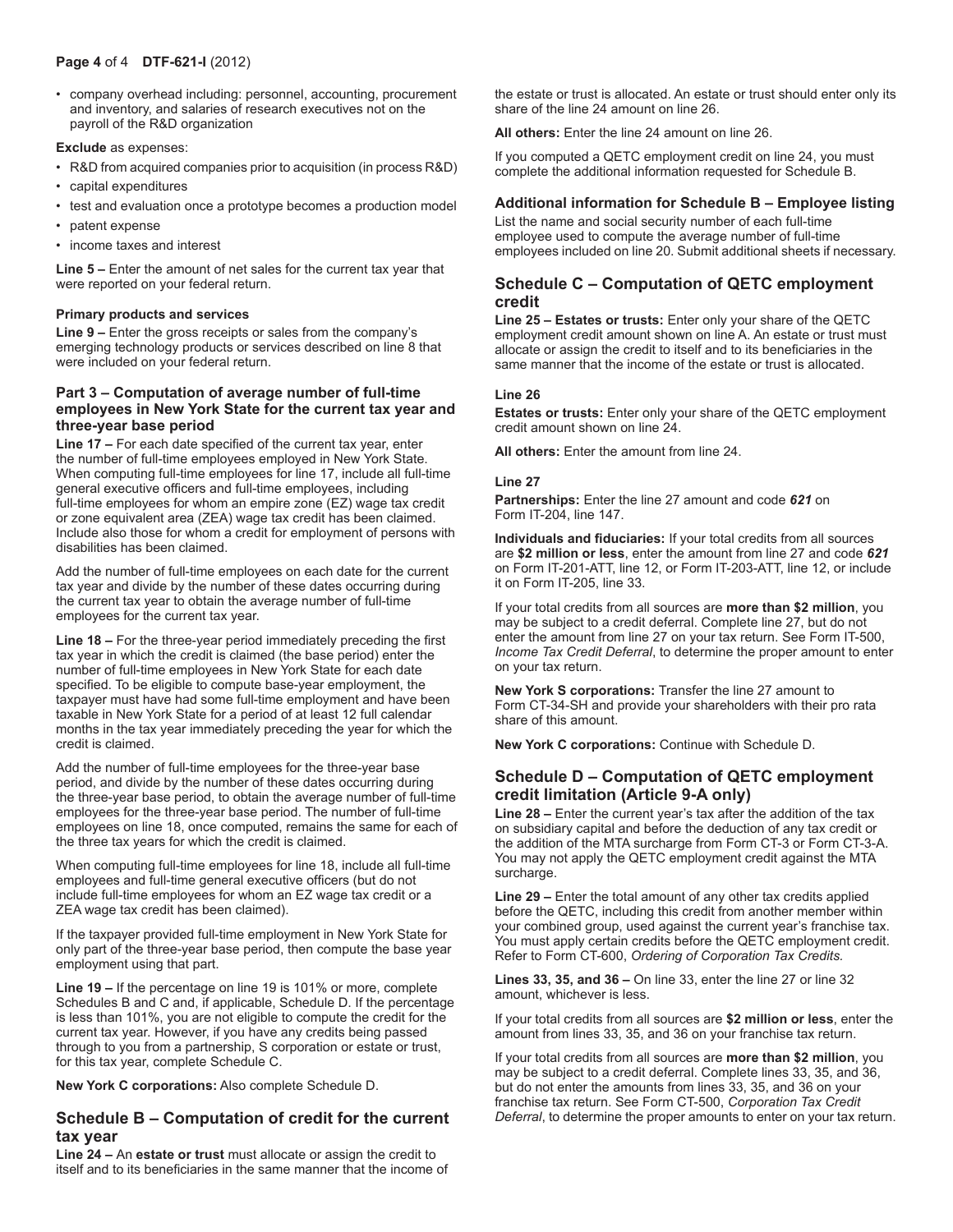- company overhead including: personnel, accounting, procurement and inventory, and salaries of research executives not on the payroll of the R&D organization

**Exclude** as expenses:

- R&D from acquired companies prior to acquisition (in process R&D)
- capital expenditures
- test and evaluation once a prototype becomes a production model
- patent expense
- income taxes and interest

**Line 5 –** Enter the amount of net sales for the current tax year that were reported on your federal return.

#### Primary products and services

**Line 9 –** Enter the gross receipts or sales from the company's emerging technology products or services described on line 8 that were included on your federal return.

### Part 3 – Computation of average number of full-time employees in New York State for the current tax year and three-year base period

**Line 17 –** For each date specified of the current tax year, enter the number of full-time employees employed in New York State. When computing full-time employees for line 17, include all full-time general executive officers and full-time employees, including full-time employees for whom an empire zone (EZ) wage tax credit or zone equivalent area (ZEA) wage tax credit has been claimed. Include also those for whom a credit for employment of persons with disabilities has been claimed.

Add the number of full-time employees on each date for the current tax year and divide by the number of these dates occurring during the current tax year to obtain the average number of full-time employees for the current tax year.

**Line 18 –** For the three-year period immediately preceding the first tax year in which the credit is claimed (the base period) enter the number of full-time employees in New York State for each date specified. To be eligible to compute base-year employment, the taxpayer must have had some full-time employment and have been taxable in New York State for a period of at least 12 full calendar months in the tax year immediately preceding the year for which the credit is claimed.

Add the number of full-time employees for the three-year base period, and divide by the number of these dates occurring during the three-year base period, to obtain the average number of full-time employees for the three-year base period. The number of full-time employees on line 18, once computed, remains the same for each of the three tax years for which the credit is claimed.

When computing full-time employees for line 18, include all full-time employees and full-time general executive officers (but do not include full-time employees for whom an EZ wage tax credit or a ZEA wage tax credit has been claimed).

If the taxpayer provided full-time employment in New York State for only part of the three-year base period, then compute the base year employment using that part.

**Line 19 –** If the percentage on line 19 is 101% or more, complete Schedules B and C and, if applicable, Schedule D. If the percentage is less than 101%, you are not eligible to compute the credit for the current tax year. However, if you have any credits being passed through to you from a partnership, S corporation or estate or trust, for this tax year, complete Schedule C.

**New York C corporations:** Also complete Schedule D.

## Schedule B – Computation of credit for the current tax year

**Line 24 –** An **estate or trust** must allocate or assign the credit to itself and to its beneficiaries in the same manner that the income of the estate or trust is allocated. An estate or trust should enter only its share of the line 24 amount on line 26.

**All others:** Enter the line 24 amount on line 26.

If you computed a QETC employment credit on line 24, you must complete the additional information requested for Schedule B.

### Additional information for Schedule B – Employee listing

List the name and social security number of each full-time employee used to compute the average number of full-time employees included on line 20. Submit additional sheets if necessary.

## Schedule C – Computation of QETC employment credit

**Line 25 – Estates or trusts:** Enter only your share of the QETC employment credit amount shown on line A. An estate or trust must allocate or assign the credit to itself and to its beneficiaries in the same manner that the income of the estate or trust is allocated.

#### Line 26

**Estates or trusts:** Enter only your share of the QETC employment credit amount shown on line 24.

**All others:** Enter the amount from line 24.

#### Line 27

**Partnerships:** Enter the line 27 amount and code ***621*** on Form IT-204, line 147.

**Individuals and fiduciaries:** If your total credits from all sources are **$2 million or less**, enter the amount from line 27 and code ***621*** on Form IT-201-ATT, line 12, or Form IT-203-ATT, line 12, or include it on Form IT-205, line 33.

If your total credits from all sources are **more than $2 million**, you may be subject to a credit deferral. Complete line 27, but do not enter the amount from line 27 on your tax return. See Form IT-500, *Income Tax Credit Deferral*, to determine the proper amount to enter on your tax return.

**New York S corporations:** Transfer the line 27 amount to Form CT-34-SH and provide your shareholders with their pro rata share of this amount.

**New York C corporations:** Continue with Schedule D.

## Schedule D – Computation of QETC employment credit limitation (Article 9-A only)

**Line 28 –** Enter the current year's tax after the addition of the tax on subsidiary capital and before the deduction of any tax credit or the addition of the MTA surcharge from Form CT-3 or Form CT-3-A. You may not apply the QETC employment credit against the MTA surcharge.

**Line 29 –** Enter the total amount of any other tax credits applied before the QETC, including this credit from another member within your combined group, used against the current year's franchise tax. You must apply certain credits before the QETC employment credit. Refer to Form CT-600, *Ordering of Corporation Tax Credits.*

**Lines 33, 35, and 36 –** On line 33, enter the line 27 or line 32 amount, whichever is less.

If your total credits from all sources are **$2 million or less**, enter the amount from lines 33, 35, and 36 on your franchise tax return.

If your total credits from all sources are **more than $2 million**, you may be subject to a credit deferral. Complete lines 33, 35, and 36, but do not enter the amounts from lines 33, 35, and 36 on your franchise tax return. See Form CT-500, *Corporation Tax Credit Deferral*, to determine the proper amounts to enter on your tax return.